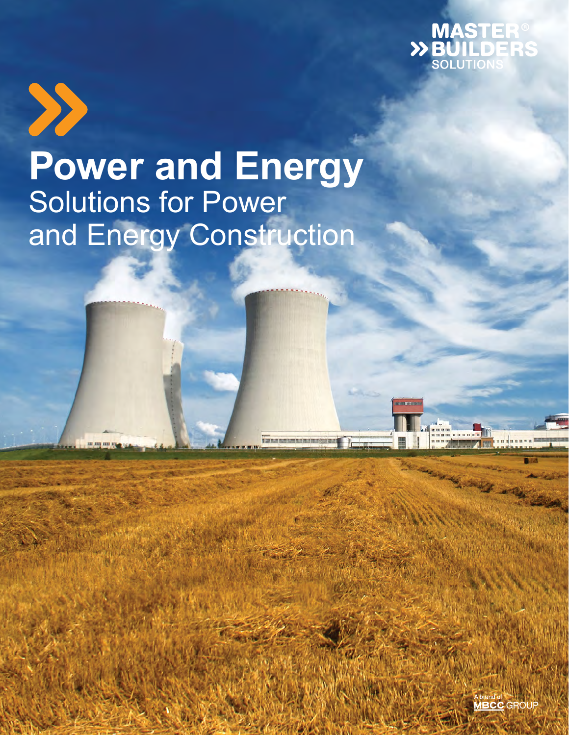MASTER® BUILDERS SOLUTIONS

# Power and Energy

## Solutions for Power and Energy Construction

A brand of MBCC GROUP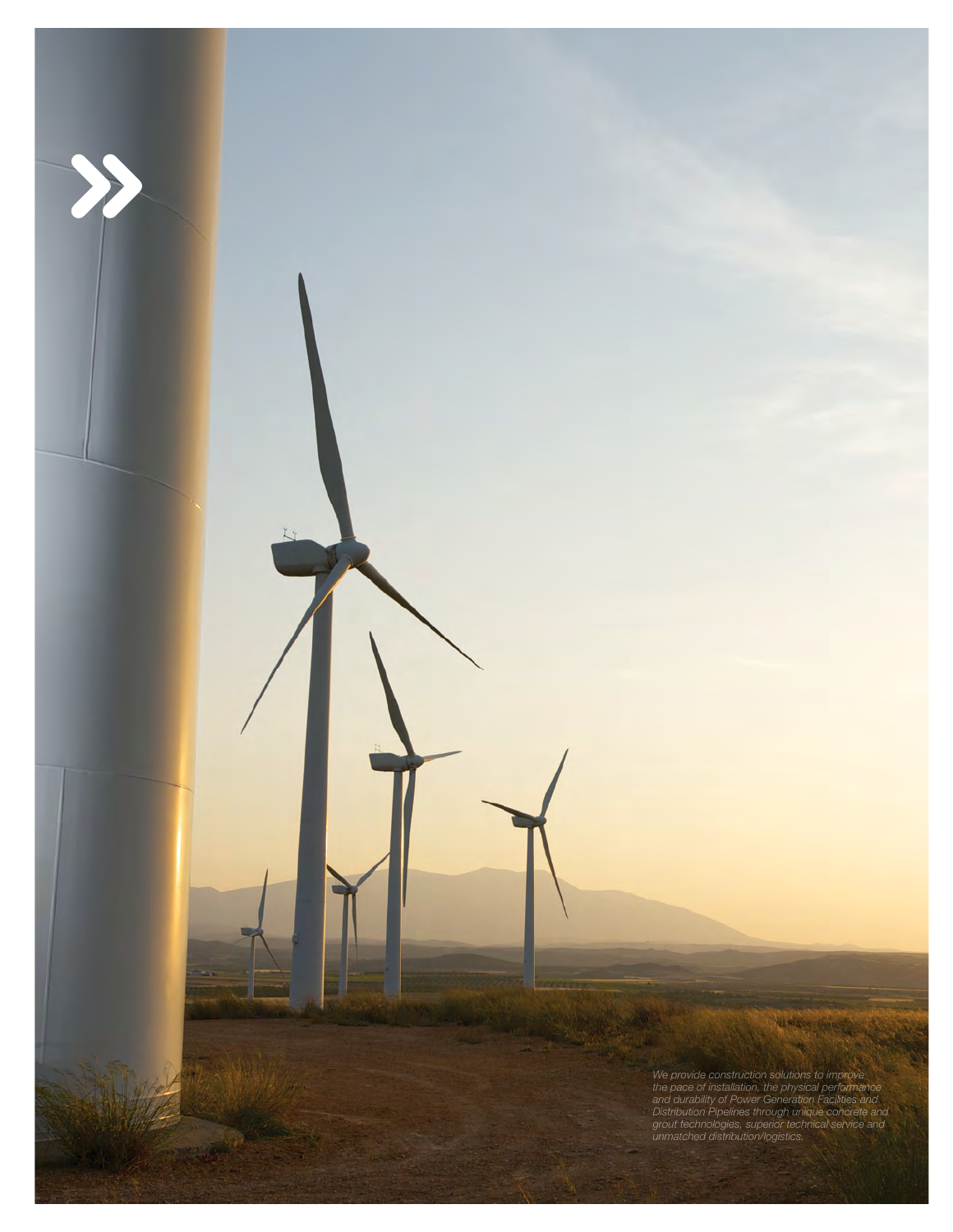*We provide construction solutions to improve the pace of installation, the physical performance and durability of Power Generation Facilities and Distribution Pipelines through unique concrete and grout technologies, superior technical service and unmatched distribution/logistics.*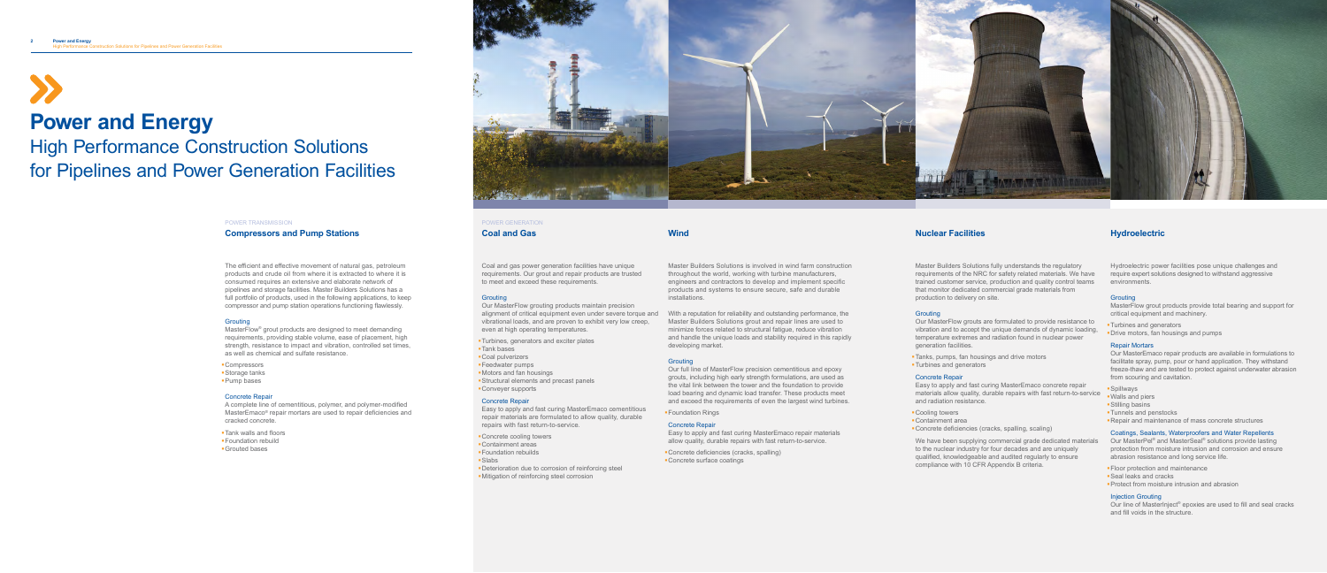# Power and Energy

## High Performance Construction Solutions for Pipelines and Power Generation Facilities

POWER TRANSMISSION

### Compressors and Pump Stations

The efficient and effective movement of natural gas, petroleum products and crude oil from where it is extracted to where it is consumed requires an extensive and elaborate network of pipelines and storage facilities. Master Builders Solutions has a full portfolio of products, used in the following applications, to keep compressor and pump station operations functioning flawlessly.

#### Grouting

MasterFlow® grout products are designed to meet demanding requirements, providing stable volume, ease of placement, high strength, resistance to impact and vibration, controlled set times, as well as chemical and sulfate resistance.

- Compressors
- Storage tanks
- Pump bases

#### Concrete Repair

A complete line of cementitious, polymer, and polymer-modified MasterEmaco® repair mortars are used to repair deficiencies and cracked concrete.

- Tank walls and floors
- Foundation rebuild
- Grouted bases

POWER GENERATION

### Coal and Gas

Coal and gas power generation facilities have unique requirements. Our grout and repair products are trusted to meet and exceed these requirements.

#### Grouting

Our MasterFlow grouting products maintain precision alignment of critical equipment even under severe torque and vibrational loads, and are proven to exhibit very low creep, even at high operating temperatures.

- Turbines, generators and exciter plates
- Tank bases
- Coal pulverizers
- Feedwater pumps
- Motors and fan housings
- Structural elements and precast panels
- Conveyer supports

#### Concrete Repair

Easy to apply and fast curing MasterEmaco cementitious repair materials are formulated to allow quality, durable repairs with fast return-to-service.

- Concrete cooling towers
- Containment areas
- Foundation rebuilds
- Slabs
- Deterioration due to corrosion of reinforcing steel
- Mitigation of reinforcing steel corrosion

### Wind

Master Builders Solutions is involved in wind farm construction throughout the world, working with turbine manufacturers, engineers and contractors to develop and implement specific products and systems to ensure secure, safe and durable installations.

With a reputation for reliability and outstanding performance, the Master Builders Solutions grout and repair lines are used to minimize forces related to structural fatigue, reduce vibration and handle the unique loads and stability required in this rapidly developing market.

#### Grouting

Our full line of MasterFlow precision cementitious and epoxy grouts, including high early strength formulations, are used as the vital link between the tower and the foundation to provide load bearing and dynamic load transfer. These products meet and exceed the requirements of even the largest wind turbines.

- Foundation Rings

#### Concrete Repair

Easy to apply and fast curing MasterEmaco repair materials allow quality, durable repairs with fast return-to-service.

- Concrete deficiencies (cracks, spalling)
- Concrete surface coatings

### Nuclear Facilities

Master Builders Solutions fully understands the regulatory requirements of the NRC for safety related materials. We have trained customer service, production and quality control teams that monitor dedicated commercial grade materials from production to delivery on site.

#### Grouting

Our MasterFlow grouts are formulated to provide resistance to vibration and to accept the unique demands of dynamic loading, temperature extremes and radiation found in nuclear power generation facilities.

- Tanks, pumps, fan housings and drive motors
- Turbines and generators

#### Concrete Repair

Easy to apply and fast curing MasterEmaco concrete repair materials allow quality, durable repairs with fast return-to-service and radiation resistance.

- Cooling towers
- Containment area
- Concrete deficiencies (cracks, spalling, scaling)

We have been supplying commercial grade dedicated materials to the nuclear industry for four decades and are uniquely qualified, knowledgeable and audited regularly to ensure compliance with 10 CFR Appendix B criteria.

### Hydroelectric

Hydroelectric power facilities pose unique challenges and require expert solutions designed to withstand aggressive environments.

#### Grouting

MasterFlow grout products provide total bearing and support for critical equipment and machinery.

- Turbines and generators
- Drive motors, fan housings and pumps

#### Repair Mortars

Our MasterEmaco repair products are available in formulations to facilitate spray, pump, pour or hand application. They withstand freeze-thaw and are tested to protect against underwater abrasion from scouring and cavitation.

- Spillways
- Walls and piers
- Stilling basins
- Tunnels and penstocks
- Repair and maintenance of mass concrete structures

#### Coatings, Sealants, Waterproofers and Water Repellents

Our MasterPel® and MasterSeal® solutions provide lasting protection from moisture intrusion and corrosion and ensure abrasion resistance and long service life.

- Floor protection and maintenance
- Seal leaks and cracks
- Protect from moisture intrusion and abrasion

#### Injection Grouting

Our line of MasterInject® epoxies are used to fill and seal cracks and fill voids in the structure.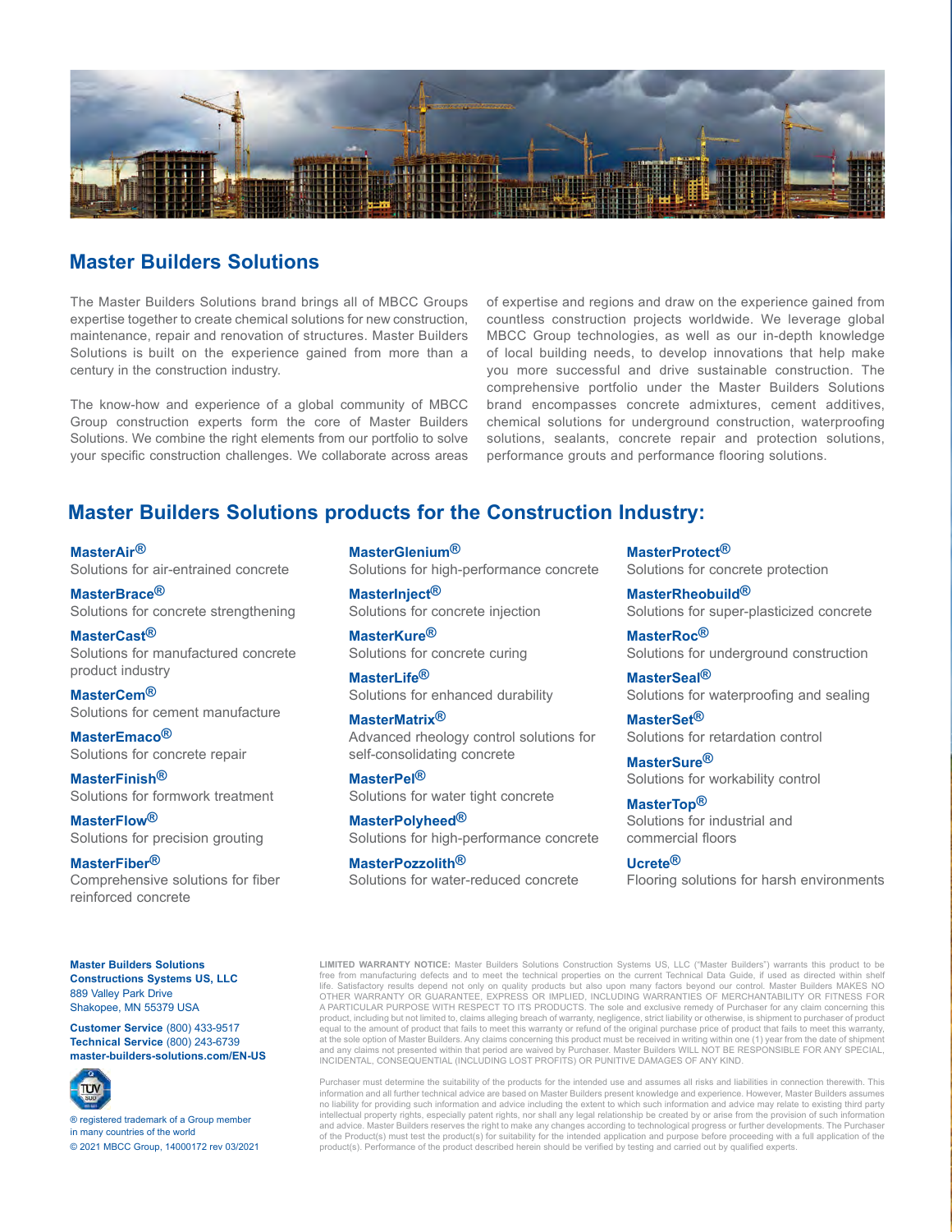## Master Builders Solutions

The Master Builders Solutions brand brings all of MBCC Groups expertise together to create chemical solutions for new construction, maintenance, repair and renovation of structures. Master Builders Solutions is built on the experience gained from more than a century in the construction industry.

The know-how and experience of a global community of MBCC Group construction experts form the core of Master Builders Solutions. We combine the right elements from our portfolio to solve your specific construction challenges. We collaborate across areas of expertise and regions and draw on the experience gained from countless construction projects worldwide. We leverage global MBCC Group technologies, as well as our in-depth knowledge of local building needs, to develop innovations that help make you more successful and drive sustainable construction. The comprehensive portfolio under the Master Builders Solutions brand encompasses concrete admixtures, cement additives, chemical solutions for underground construction, waterproofing solutions, sealants, concrete repair and protection solutions, performance grouts and performance flooring solutions.

## Master Builders Solutions products for the Construction Industry:

**MasterAir®**
Solutions for air-entrained concrete

**MasterBrace®**
Solutions for concrete strengthening

**MasterCast®**
Solutions for manufactured concrete product industry

**MasterCem®**
Solutions for cement manufacture

**MasterEmaco®**
Solutions for concrete repair

**MasterFinish®**
Solutions for formwork treatment

**MasterFlow®**
Solutions for precision grouting

**MasterFiber®**
Comprehensive solutions for fiber reinforced concrete

**MasterGlenium®**
Solutions for high-performance concrete

**MasterInject®**
Solutions for concrete injection

**MasterKure®**
Solutions for concrete curing

**MasterLife®**
Solutions for enhanced durability

**MasterMatrix®**
Advanced rheology control solutions for self-consolidating concrete

**MasterPel®**
Solutions for water tight concrete

**MasterPolyheed®**
Solutions for high-performance concrete

**MasterPozzolith®**
Solutions for water-reduced concrete

**MasterProtect®**
Solutions for concrete protection

**MasterRheobuild®**
Solutions for super-plasticized concrete

**MasterRoc®**
Solutions for underground construction

**MasterSeal®**
Solutions for waterproofing and sealing

**MasterSet®**
Solutions for retardation control

**MasterSure®**
Solutions for workability control

**MasterTop®**
Solutions for industrial and commercial floors

**Ucrete®**
Flooring solutions for harsh environments

**Master Builders Solutions**
**Constructions Systems US, LLC**
889 Valley Park Drive
Shakopee, MN 55379 USA

**Customer Service** (800) 433-9517
**Technical Service** (800) 243-6739
**master-builders-solutions.com/EN-US**

® registered trademark of a Group member in many countries of the world
© 2021 MBCC Group, 14000172 rev 03/2021

**LIMITED WARRANTY NOTICE:** Master Builders Solutions Construction Systems US, LLC ("Master Builders") warrants this product to be free from manufacturing defects and to meet the technical properties on the current Technical Data Guide, if used as directed within shelf life. Satisfactory results depend not only on quality products but also upon many factors beyond our control. Master Builders MAKES NO OTHER WARRANTY OR GUARANTEE, EXPRESS OR IMPLIED, INCLUDING WARRANTIES OF MERCHANTABILITY OR FITNESS FOR A PARTICULAR PURPOSE WITH RESPECT TO ITS PRODUCTS. The sole and exclusive remedy of Purchaser for any claim concerning this product, including but not limited to, claims alleging breach of warranty, negligence, strict liability or otherwise, is shipment to purchaser of product equal to the amount of product that fails to meet this warranty or refund of the original purchase price of product that fails to meet this warranty, at the sole option of Master Builders. Any claims concerning this product must be received in writing within one (1) year from the date of shipment and any claims not presented within that period are waived by Purchaser. Master Builders WILL NOT BE RESPONSIBLE FOR ANY SPECIAL, INCIDENTAL, CONSEQUENTIAL (INCLUDING LOST PROFITS) OR PUNITIVE DAMAGES OF ANY KIND.

Purchaser must determine the suitability of the products for the intended use and assumes all risks and liabilities in connection therewith. This information and all further technical advice are based on Master Builders present knowledge and experience. However, Master Builders assumes no liability for providing such information and advice including the extent to which such information and advice may relate to existing third party intellectual property rights, especially patent rights, nor shall any legal relationship be created by or arise from the provision of such information and advice. Master Builders reserves the right to make any changes according to technological progress or further developments. The Purchaser of the Product(s) must test the product(s) for suitability for the intended application and purpose before proceeding with a full application of the product(s). Performance of the product described herein should be verified by testing and carried out by qualified experts.